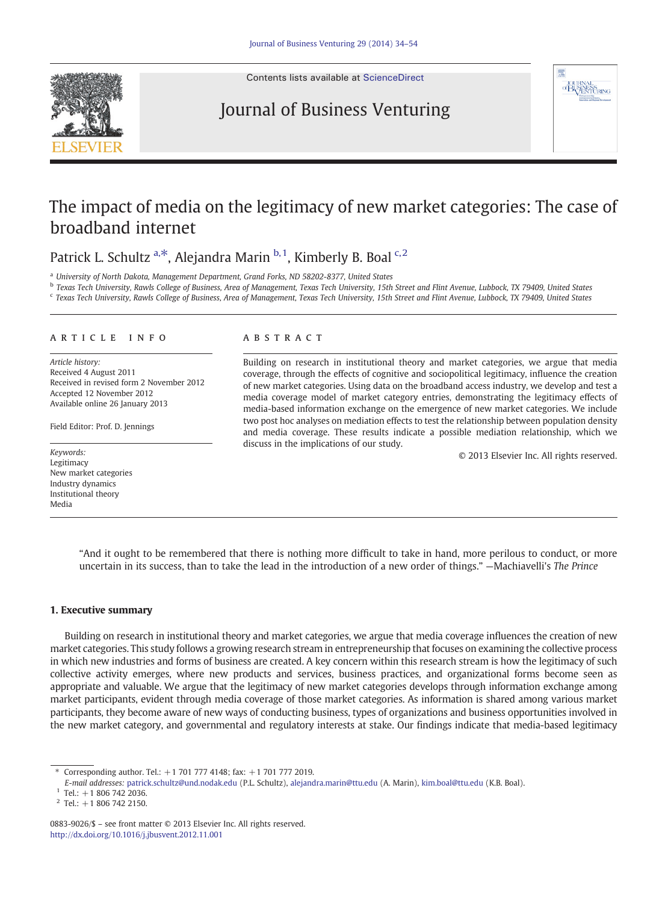Contents lists available at ScienceDirect

# Journal of Business Venturing

# The impact of media on the legitimacy of new market categories: The case of broadband internet

Patrick L. Schultz [a,*], Alejandra Marin [b,1], Kimberly B. Boal [c,2]

[a] University of North Dakota, Management Department, Grand Forks, ND 58202-8377, United States

[b] Texas Tech University, Rawls College of Business, Area of Management, Texas Tech University, 15th Street and Flint Avenue, Lubbock, TX 79409, United States

[c] Texas Tech University, Rawls College of Business, Area of Management, Texas Tech University, 15th Street and Flint Avenue, Lubbock, TX 79409, United States

## ARTICLE INFO

*Article history:*
Received 4 August 2011
Received in revised form 2 November 2012
Accepted 12 November 2012
Available online 26 January 2013

Field Editor: Prof. D. Jennings

*Keywords:*
Legitimacy
New market categories
Industry dynamics
Institutional theory
Media

## ABSTRACT

Building on research in institutional theory and market categories, we argue that media coverage, through the effects of cognitive and sociopolitical legitimacy, influence the creation of new market categories. Using data on the broadband access industry, we develop and test a media coverage model of market category entries, demonstrating the legitimacy effects of media-based information exchange on the emergence of new market categories. We include two post hoc analyses on mediation effects to test the relationship between population density and media coverage. These results indicate a possible mediation relationship, which we discuss in the implications of our study.

© 2013 Elsevier Inc. All rights reserved.

> "And it ought to be remembered that there is nothing more difficult to take in hand, more perilous to conduct, or more uncertain in its success, than to take the lead in the introduction of a new order of things." —Machiavelli's *The Prince*

## 1. Executive summary

Building on research in institutional theory and market categories, we argue that media coverage influences the creation of new market categories. This study follows a growing research stream in entrepreneurship that focuses on examining the collective process in which new industries and forms of business are created. A key concern within this research stream is how the legitimacy of such collective activity emerges, where new products and services, business practices, and organizational forms become seen as appropriate and valuable. We argue that the legitimacy of new market categories develops through information exchange among market participants, evident through media coverage of those market categories. As information is shared among various market participants, they become aware of new ways of conducting business, types of organizations and business opportunities involved in the new market category, and governmental and regulatory interests at stake. Our findings indicate that media-based legitimacy

---

\* Corresponding author. Tel.: +1 701 777 4148; fax: +1 701 777 2019.
*E-mail addresses:* patrick.schultz@und.nodak.edu (P.L. Schultz), alejandra.marin@ttu.edu (A. Marin), kim.boal@ttu.edu (K.B. Boal).

[1] Tel.: +1 806 742 2036.

[2] Tel.: +1 806 742 2150.

0883-9026/$ – see front matter © 2013 Elsevier Inc. All rights reserved.
http://dx.doi.org/10.1016/j.jbusvent.2012.11.001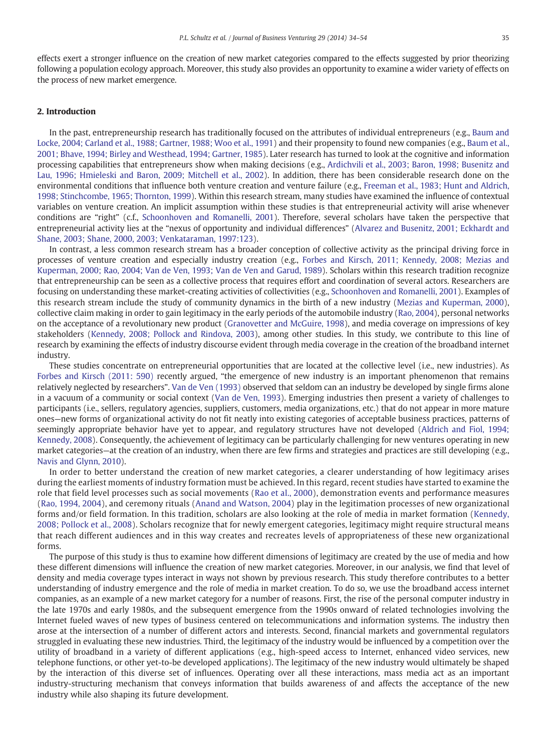effects exert a stronger influence on the creation of new market categories compared to the effects suggested by prior theorizing following a population ecology approach. Moreover, this study also provides an opportunity to examine a wider variety of effects on the process of new market emergence.

## 2. Introduction

In the past, entrepreneurship research has traditionally focused on the attributes of individual entrepreneurs (e.g., Baum and Locke, 2004; Carland et al., 1988; Gartner, 1988; Woo et al., 1991) and their propensity to found new companies (e.g., Baum et al., 2001; Bhave, 1994; Birley and Westhead, 1994; Gartner, 1985). Later research has turned to look at the cognitive and information processing capabilities that entrepreneurs show when making decisions (e.g., Ardichvili et al., 2003; Baron, 1998; Busenitz and Lau, 1996; Hmieleski and Baron, 2009; Mitchell et al., 2002). In addition, there has been considerable research done on the environmental conditions that influence both venture creation and venture failure (e.g., Freeman et al., 1983; Hunt and Aldrich, 1998; Stinchcombe, 1965; Thornton, 1999). Within this research stream, many studies have examined the influence of contextual variables on venture creation. An implicit assumption within these studies is that entrepreneurial activity will arise whenever conditions are "right" (c.f., Schoonhoven and Romanelli, 2001). Therefore, several scholars have taken the perspective that entrepreneurial activity lies at the "nexus of opportunity and individual differences" (Alvarez and Busenitz, 2001; Eckhardt and Shane, 2003; Shane, 2000, 2003; Venkataraman, 1997:123).

In contrast, a less common research stream has a broader conception of collective activity as the principal driving force in processes of venture creation and especially industry creation (e.g., Forbes and Kirsch, 2011; Kennedy, 2008; Mezias and Kuperman, 2000; Rao, 2004; Van de Ven, 1993; Van de Ven and Garud, 1989). Scholars within this research tradition recognize that entrepreneurship can be seen as a collective process that requires effort and coordination of several actors. Researchers are focusing on understanding these market-creating activities of collectivities (e.g., Schoonhoven and Romanelli, 2001). Examples of this research stream include the study of community dynamics in the birth of a new industry (Mezias and Kuperman, 2000), collective claim making in order to gain legitimacy in the early periods of the automobile industry (Rao, 2004), personal networks on the acceptance of a revolutionary new product (Granovetter and McGuire, 1998), and media coverage on impressions of key stakeholders (Kennedy, 2008; Pollock and Rindova, 2003), among other studies. In this study, we contribute to this line of research by examining the effects of industry discourse evident through media coverage in the creation of the broadband internet industry.

These studies concentrate on entrepreneurial opportunities that are located at the collective level (i.e., new industries). As Forbes and Kirsch (2011: 590) recently argued, "the emergence of new industry is an important phenomenon that remains relatively neglected by researchers". Van de Ven (1993) observed that seldom can an industry be developed by single firms alone in a vacuum of a community or social context (Van de Ven, 1993). Emerging industries then present a variety of challenges to participants (i.e., sellers, regulatory agencies, suppliers, customers, media organizations, etc.) that do not appear in more mature ones—new forms of organizational activity do not fit neatly into existing categories of acceptable business practices, patterns of seemingly appropriate behavior have yet to appear, and regulatory structures have not developed (Aldrich and Fiol, 1994; Kennedy, 2008). Consequently, the achievement of legitimacy can be particularly challenging for new ventures operating in new market categories—at the creation of an industry, when there are few firms and strategies and practices are still developing (e.g., Navis and Glynn, 2010).

In order to better understand the creation of new market categories, a clearer understanding of how legitimacy arises during the earliest moments of industry formation must be achieved. In this regard, recent studies have started to examine the role that field level processes such as social movements (Rao et al., 2000), demonstration events and performance measures (Rao, 1994, 2004), and ceremony rituals (Anand and Watson, 2004) play in the legitimation processes of new organizational forms and/or field formation. In this tradition, scholars are also looking at the role of media in market formation (Kennedy, 2008; Pollock et al., 2008). Scholars recognize that for newly emergent categories, legitimacy might require structural means that reach different audiences and in this way creates and recreates levels of appropriateness of these new organizational forms.

The purpose of this study is thus to examine how different dimensions of legitimacy are created by the use of media and how these different dimensions will influence the creation of new market categories. Moreover, in our analysis, we find that level of density and media coverage types interact in ways not shown by previous research. This study therefore contributes to a better understanding of industry emergence and the role of media in market creation. To do so, we use the broadband access internet companies, as an example of a new market category for a number of reasons. First, the rise of the personal computer industry in the late 1970s and early 1980s, and the subsequent emergence from the 1990s onward of related technologies involving the Internet fueled waves of new types of business centered on telecommunications and information systems. The industry then arose at the intersection of a number of different actors and interests. Second, financial markets and governmental regulators struggled in evaluating these new industries. Third, the legitimacy of the industry would be influenced by a competition over the utility of broadband in a variety of different applications (e.g., high-speed access to Internet, enhanced video services, new telephone functions, or other yet-to-be developed applications). The legitimacy of the new industry would ultimately be shaped by the interaction of this diverse set of influences. Operating over all these interactions, mass media act as an important industry-structuring mechanism that conveys information that builds awareness of and affects the acceptance of the new industry while also shaping its future development.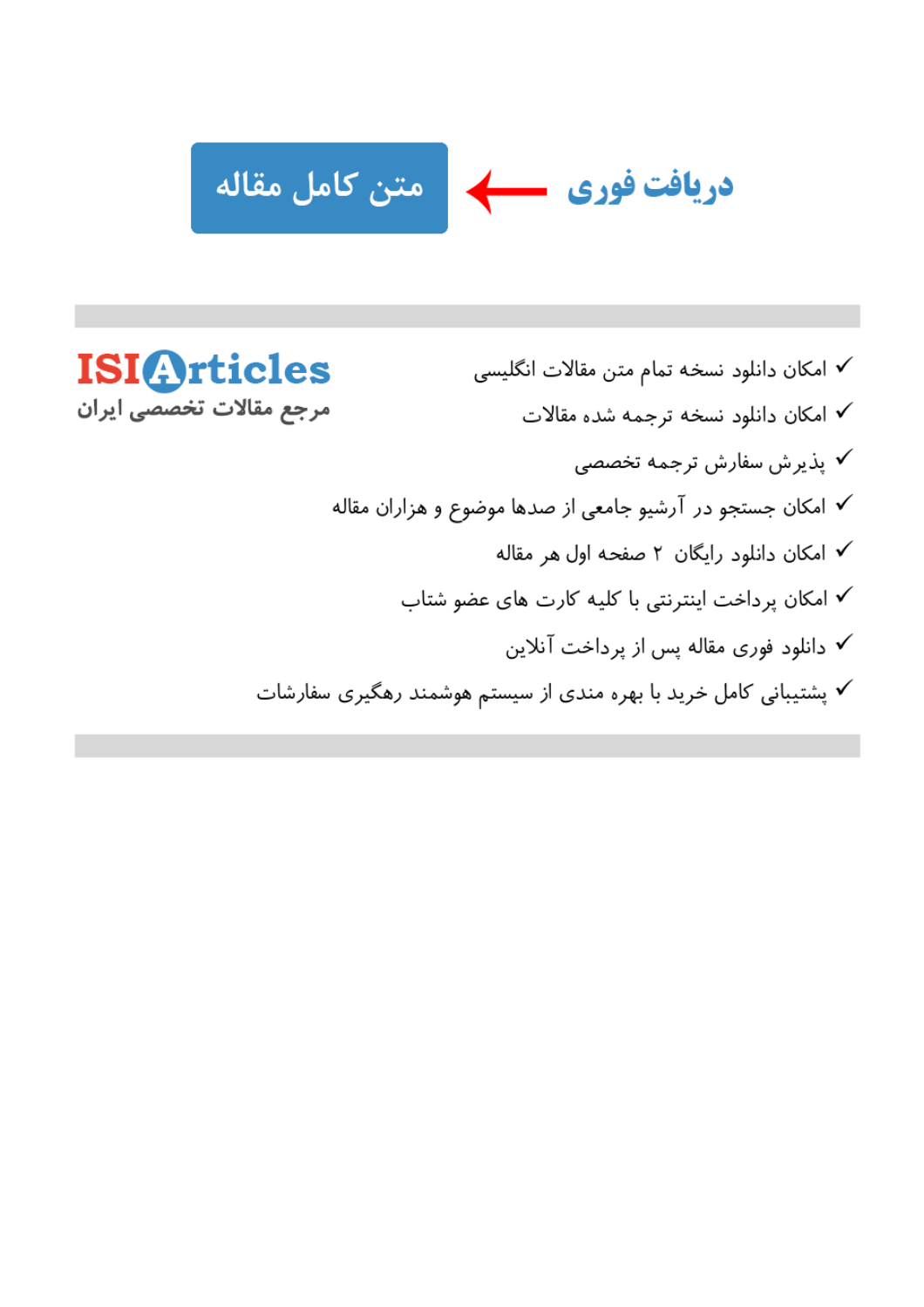دریافت فوری ← **متن کامل مقاله**

**ISIArticles**
مرجع مقالات تخصصی ایران

- ✓ امکان دانلود نسخه تمام متن مقالات انگلیسی
- ✓ امکان دانلود نسخه ترجمه شده مقالات
- ✓ پذیرش سفارش ترجمه تخصصی
- ✓ امکان جستجو در آرشیو جامعی از صدها موضوع و هزاران مقاله
- ✓ امکان دانلود رایگان ۲ صفحه اول هر مقاله
- ✓ امکان پرداخت اینترنتی با کلیه کارت های عضو شتاب
- ✓ دانلود فوری مقاله پس از پرداخت آنلاین
- ✓ پشتیبانی کامل خرید با بهره مندی از سیستم هوشمند رهگیری سفارشات